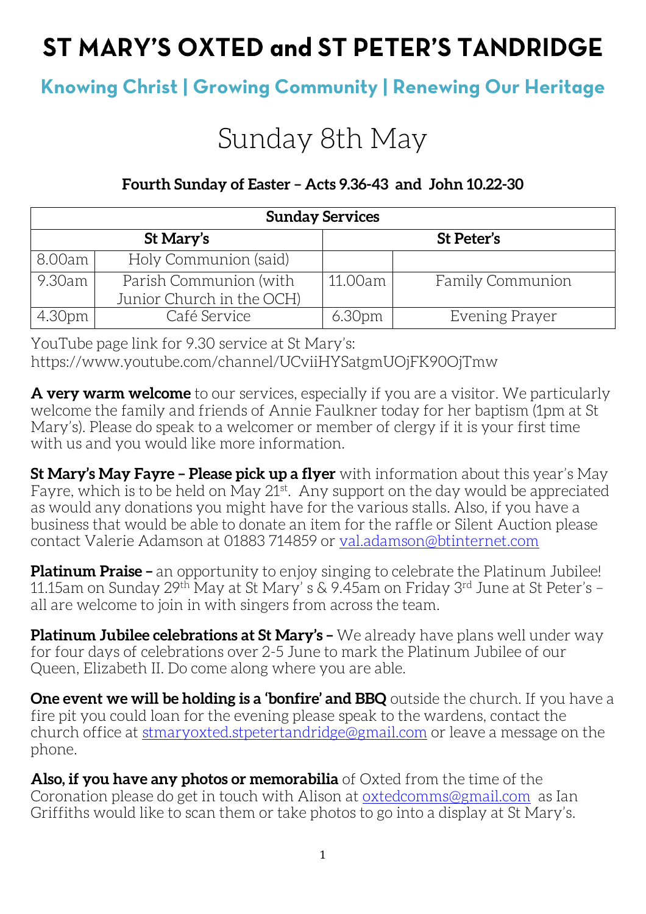# ST MARY'S OXTED and ST PETER'S TANDRIDGE

## Knowing Christ | Growing Community | Renewing Our Heritage

# Sunday 8th May

**Fourth Sunday of Easter – Acts 9.36-43 and John 10.22-30**

| **Sunday Services** | | | |
|---|---|---|---|
| **St Mary's** | | **St Peter's** | |
| 8.00am | Holy Communion (said) | | |
| 9.30am | Parish Communion (with Junior Church in the OCH) | 11.00am | Family Communion |
| 4.30pm | Café Service | 6.30pm | Evening Prayer |

YouTube page link for 9.30 service at St Mary's: https://www.youtube.com/channel/UCviiHYSatgmUOjFK90OjTmw

**A very warm welcome** to our services, especially if you are a visitor. We particularly welcome the family and friends of Annie Faulkner today for her baptism (1pm at St Mary's). Please do speak to a welcomer or member of clergy if it is your first time with us and you would like more information.

**St Mary's May Fayre – Please pick up a flyer** with information about this year's May Fayre, which is to be held on May 21st. Any support on the day would be appreciated as would any donations you might have for the various stalls. Also, if you have a business that would be able to donate an item for the raffle or Silent Auction please contact Valerie Adamson at 01883 714859 or val.adamson@btinternet.com

**Platinum Praise –** an opportunity to enjoy singing to celebrate the Platinum Jubilee! 11.15am on Sunday 29th May at St Mary' s & 9.45am on Friday 3rd June at St Peter's – all are welcome to join in with singers from across the team.

**Platinum Jubilee celebrations at St Mary's –** We already have plans well under way for four days of celebrations over 2-5 June to mark the Platinum Jubilee of our Queen, Elizabeth II. Do come along where you are able.

**One event we will be holding is a 'bonfire' and BBQ** outside the church. If you have a fire pit you could loan for the evening please speak to the wardens, contact the church office at stmaryoxted.stpetertandridge@gmail.com or leave a message on the phone.

**Also, if you have any photos or memorabilia** of Oxted from the time of the Coronation please do get in touch with Alison at oxtedcomms@gmail.com as Ian Griffiths would like to scan them or take photos to go into a display at St Mary's.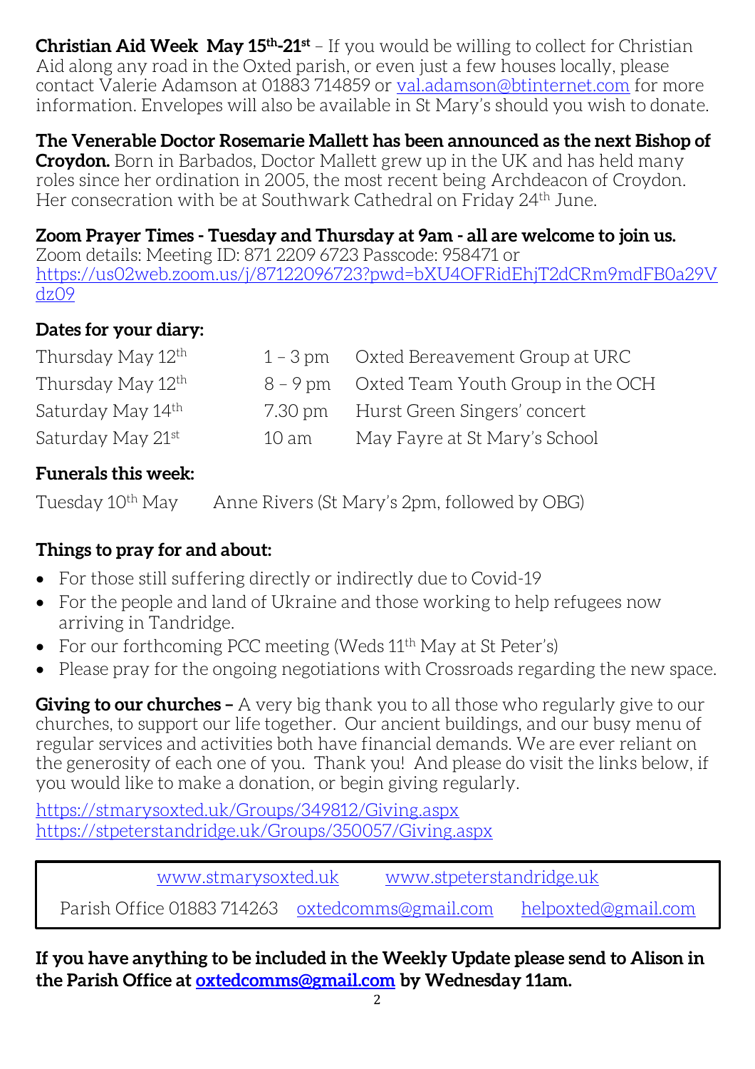**Christian Aid Week May 15th-21st** – If you would be willing to collect for Christian Aid along any road in the Oxted parish, or even just a few houses locally, please contact Valerie Adamson at 01883 714859 or val.adamson@btinternet.com for more information. Envelopes will also be available in St Mary's should you wish to donate.

**The Venerable Doctor Rosemarie Mallett has been announced as the next Bishop of Croydon.** Born in Barbados, Doctor Mallett grew up in the UK and has held many roles since her ordination in 2005, the most recent being Archdeacon of Croydon. Her consecration with be at Southwark Cathedral on Friday 24th June.

**Zoom Prayer Times - Tuesday and Thursday at 9am - all are welcome to join us.**
Zoom details: Meeting ID: 871 2209 6723 Passcode: 958471 or
https://us02web.zoom.us/j/87122096723?pwd=bXU4OFRidEhjT2dCRm9mdFB0a29Vdz09

### Dates for your diary:

| | | |
|---|---|---|
| Thursday May 12th | 1 – 3 pm | Oxted Bereavement Group at URC |
| Thursday May 12th | 8 – 9 pm | Oxted Team Youth Group in the OCH |
| Saturday May 14th | 7.30 pm | Hurst Green Singers' concert |
| Saturday May 21st | 10 am | May Fayre at St Mary's School |

### Funerals this week:

Tuesday 10th May — Anne Rivers (St Mary's 2pm, followed by OBG)

### Things to pray for and about:

- For those still suffering directly or indirectly due to Covid-19
- For the people and land of Ukraine and those working to help refugees now arriving in Tandridge.
- For our forthcoming PCC meeting (Weds 11th May at St Peter's)
- Please pray for the ongoing negotiations with Crossroads regarding the new space.

**Giving to our churches –** A very big thank you to all those who regularly give to our churches, to support our life together. Our ancient buildings, and our busy menu of regular services and activities both have financial demands. We are ever reliant on the generosity of each one of you. Thank you! And please do visit the links below, if you would like to make a donation, or begin giving regularly.

https://stmarysoxted.uk/Groups/349812/Giving.aspx
https://stpeterstandridge.uk/Groups/350057/Giving.aspx

www.stmarysoxted.uk www.stpeterstandridge.uk

Parish Office 01883 714263 oxtedcomms@gmail.com helpoxted@gmail.com

**If you have anything to be included in the Weekly Update please send to Alison in the Parish Office at oxtedcomms@gmail.com by Wednesday 11am.**